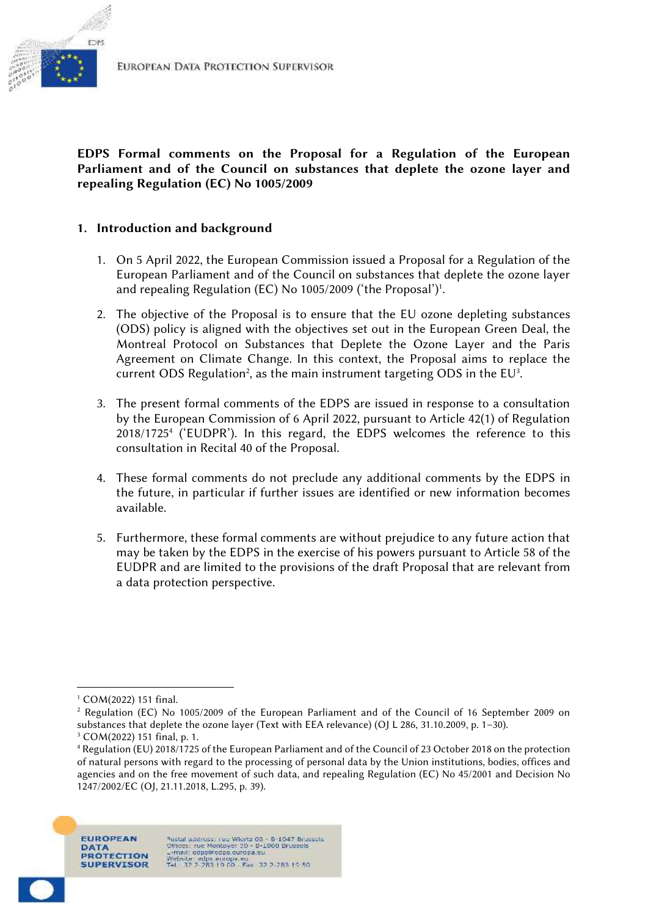**EDPS Formal comments on the Proposal for a Regulation of the European Parliament and of the Council on substances that deplete the ozone layer and repealing Regulation (EC) No 1005/2009**

## 1. Introduction and background

1. On 5 April 2022, the European Commission issued a Proposal for a Regulation of the European Parliament and of the Council on substances that deplete the ozone layer and repealing Regulation (EC) No 1005/2009 ('the Proposal')[1].

2. The objective of the Proposal is to ensure that the EU ozone depleting substances (ODS) policy is aligned with the objectives set out in the European Green Deal, the Montreal Protocol on Substances that Deplete the Ozone Layer and the Paris Agreement on Climate Change. In this context, the Proposal aims to replace the current ODS Regulation[2], as the main instrument targeting ODS in the EU[3].

3. The present formal comments of the EDPS are issued in response to a consultation by the European Commission of 6 April 2022, pursuant to Article 42(1) of Regulation 2018/1725[4] ('EUDPR'). In this regard, the EDPS welcomes the reference to this consultation in Recital 40 of the Proposal.

4. These formal comments do not preclude any additional comments by the EDPS in the future, in particular if further issues are identified or new information becomes available.

5. Furthermore, these formal comments are without prejudice to any future action that may be taken by the EDPS in the exercise of his powers pursuant to Article 58 of the EUDPR and are limited to the provisions of the draft Proposal that are relevant from a data protection perspective.

---

[1] COM(2022) 151 final.

[2] Regulation (EC) No 1005/2009 of the European Parliament and of the Council of 16 September 2009 on substances that deplete the ozone layer (Text with EEA relevance) (OJ L 286, 31.10.2009, p. 1–30).

[3] COM(2022) 151 final, p. 1.

[4] Regulation (EU) 2018/1725 of the European Parliament and of the Council of 23 October 2018 on the protection of natural persons with regard to the processing of personal data by the Union institutions, bodies, offices and agencies and on the free movement of such data, and repealing Regulation (EC) No 45/2001 and Decision No 1247/2002/EC (OJ, 21.11.2018, L.295, p. 39).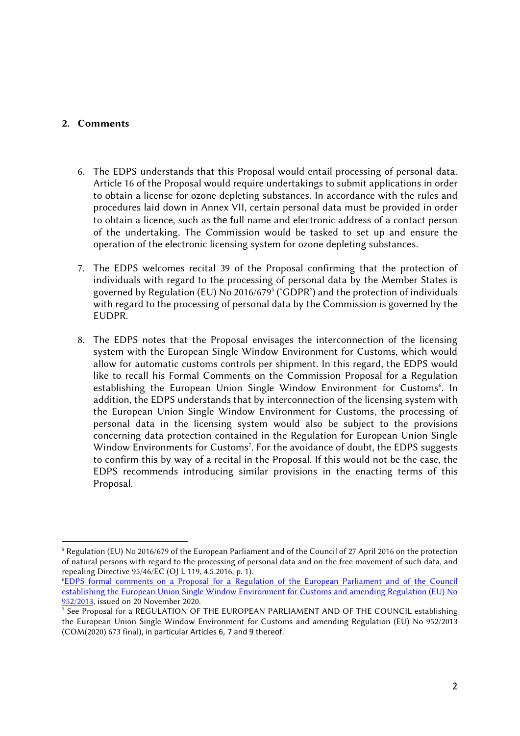## 2. Comments

6. The EDPS understands that this Proposal would entail processing of personal data. Article 16 of the Proposal would require undertakings to submit applications in order to obtain a license for ozone depleting substances. In accordance with the rules and procedures laid down in Annex VII, certain personal data must be provided in order to obtain a licence, such as the full name and electronic address of a contact person of the undertaking. The Commission would be tasked to set up and ensure the operation of the electronic licensing system for ozone depleting substances.

7. The EDPS welcomes recital 39 of the Proposal confirming that the protection of individuals with regard to the processing of personal data by the Member States is governed by Regulation (EU) No 2016/679[5] ('GDPR') and the protection of individuals with regard to the processing of personal data by the Commission is governed by the EUDPR.

8. The EDPS notes that the Proposal envisages the interconnection of the licensing system with the European Single Window Environment for Customs, which would allow for automatic customs controls per shipment. In this regard, the EDPS would like to recall his Formal Comments on the Commission Proposal for a Regulation establishing the European Union Single Window Environment for Customs[6]. In addition, the EDPS understands that by interconnection of the licensing system with the European Union Single Window Environment for Customs, the processing of personal data in the licensing system would also be subject to the provisions concerning data protection contained in the Regulation for European Union Single Window Environments for Customs[7]. For the avoidance of doubt, the EDPS suggests to confirm this by way of a recital in the Proposal. If this would not be the case, the EDPS recommends introducing similar provisions in the enacting terms of this Proposal.

---

[5] Regulation (EU) No 2016/679 of the European Parliament and of the Council of 27 April 2016 on the protection of natural persons with regard to the processing of personal data and on the free movement of such data, and repealing Directive 95/46/EC (OJ L 119, 4.5.2016, p. 1).

[6] EDPS formal comments on a Proposal for a Regulation of the European Parliament and of the Council establishing the European Union Single Window Environment for Customs and amending Regulation (EU) No 952/2013, issued on 20 November 2020.

[7] See Proposal for a REGULATION OF THE EUROPEAN PARLIAMENT AND OF THE COUNCIL establishing the European Union Single Window Environment for Customs and amending Regulation (EU) No 952/2013 (COM(2020) 673 final), in particular Articles 6, 7 and 9 thereof.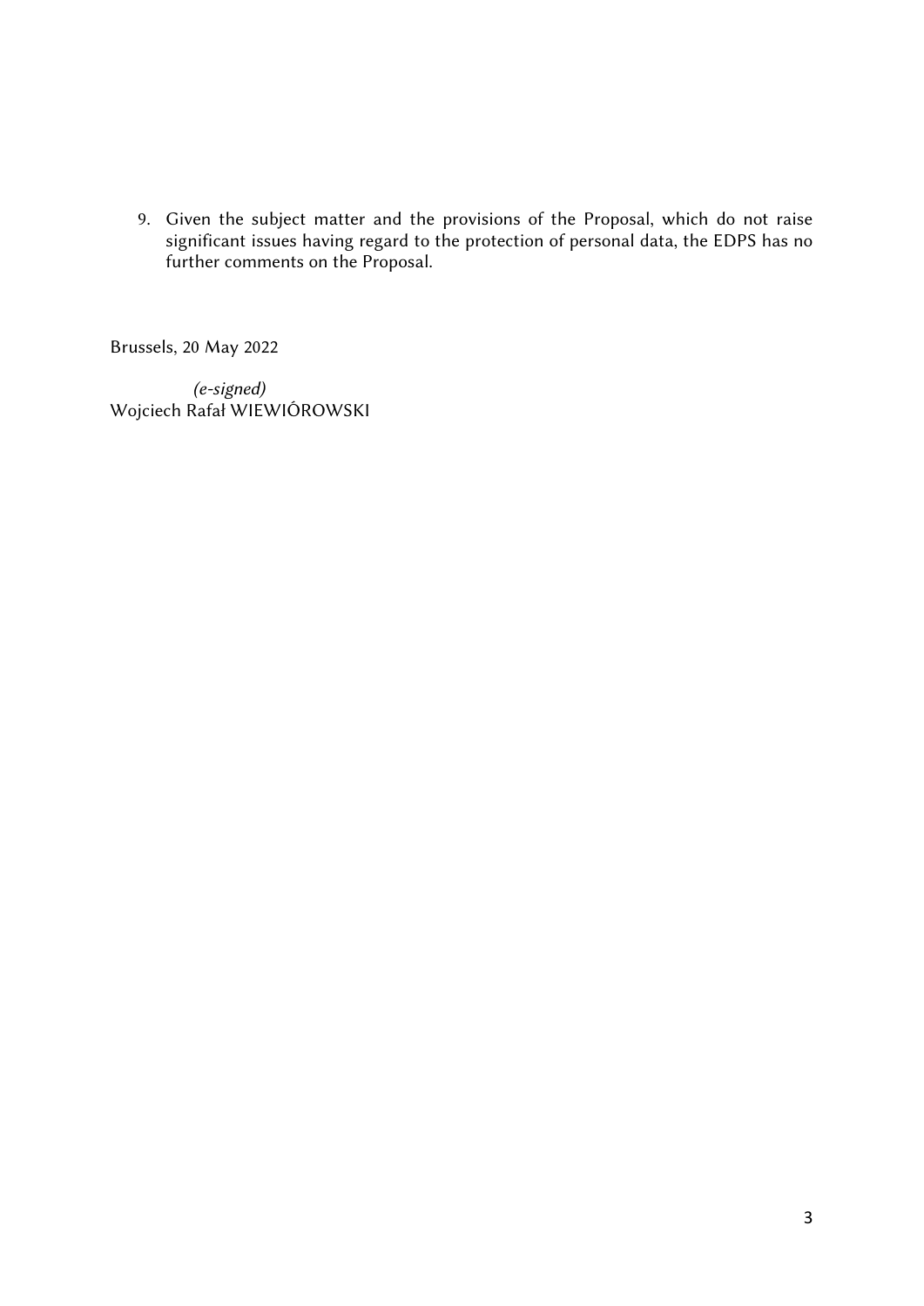9. Given the subject matter and the provisions of the Proposal, which do not raise significant issues having regard to the protection of personal data, the EDPS has no further comments on the Proposal.

Brussels, 20 May 2022

*(e-signed)*
Wojciech Rafał WIEWIÓROWSKI